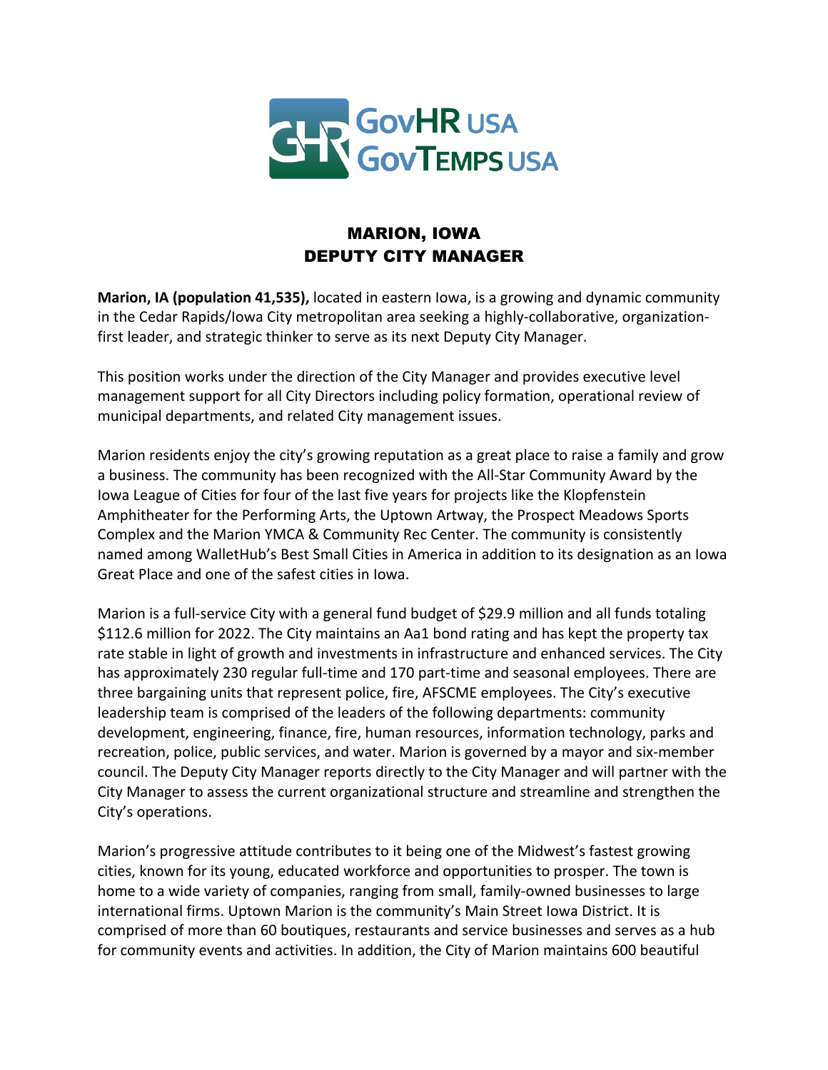GovHR USA
GovTemps USA

# MARION, IOWA
# DEPUTY CITY MANAGER

**Marion, IA (population 41,535),** located in eastern Iowa, is a growing and dynamic community in the Cedar Rapids/Iowa City metropolitan area seeking a highly-collaborative, organization-first leader, and strategic thinker to serve as its next Deputy City Manager.

This position works under the direction of the City Manager and provides executive level management support for all City Directors including policy formation, operational review of municipal departments, and related City management issues.

Marion residents enjoy the city's growing reputation as a great place to raise a family and grow a business. The community has been recognized with the All-Star Community Award by the Iowa League of Cities for four of the last five years for projects like the Klopfenstein Amphitheater for the Performing Arts, the Uptown Artway, the Prospect Meadows Sports Complex and the Marion YMCA & Community Rec Center. The community is consistently named among WalletHub's Best Small Cities in America in addition to its designation as an Iowa Great Place and one of the safest cities in Iowa.

Marion is a full-service City with a general fund budget of $29.9 million and all funds totaling $112.6 million for 2022. The City maintains an Aa1 bond rating and has kept the property tax rate stable in light of growth and investments in infrastructure and enhanced services. The City has approximately 230 regular full-time and 170 part-time and seasonal employees. There are three bargaining units that represent police, fire, AFSCME employees. The City's executive leadership team is comprised of the leaders of the following departments: community development, engineering, finance, fire, human resources, information technology, parks and recreation, police, public services, and water. Marion is governed by a mayor and six-member council. The Deputy City Manager reports directly to the City Manager and will partner with the City Manager to assess the current organizational structure and streamline and strengthen the City's operations.

Marion's progressive attitude contributes to it being one of the Midwest's fastest growing cities, known for its young, educated workforce and opportunities to prosper. The town is home to a wide variety of companies, ranging from small, family-owned businesses to large international firms. Uptown Marion is the community's Main Street Iowa District. It is comprised of more than 60 boutiques, restaurants and service businesses and serves as a hub for community events and activities. In addition, the City of Marion maintains 600 beautiful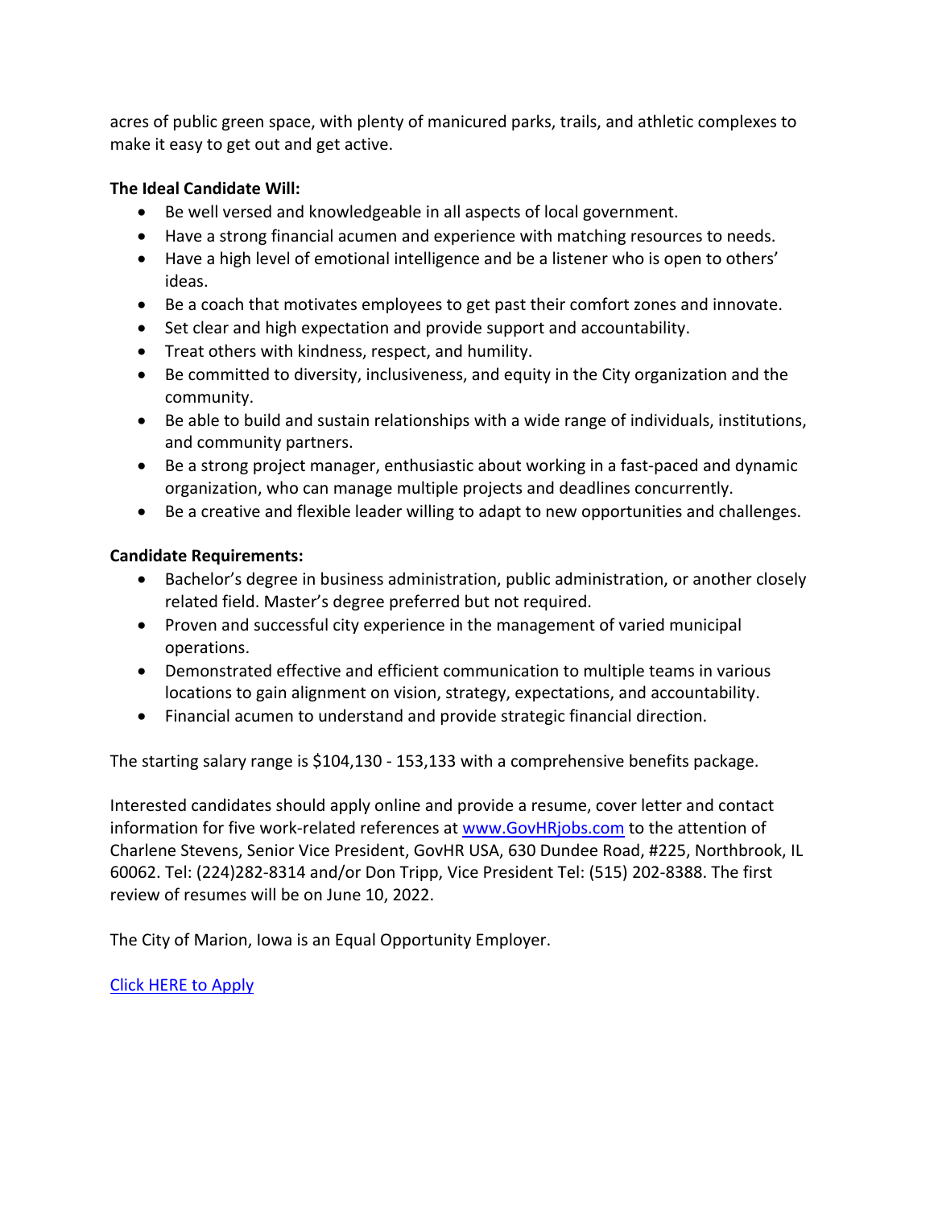acres of public green space, with plenty of manicured parks, trails, and athletic complexes to make it easy to get out and get active.

**The Ideal Candidate Will:**

- Be well versed and knowledgeable in all aspects of local government.
- Have a strong financial acumen and experience with matching resources to needs.
- Have a high level of emotional intelligence and be a listener who is open to others' ideas.
- Be a coach that motivates employees to get past their comfort zones and innovate.
- Set clear and high expectation and provide support and accountability.
- Treat others with kindness, respect, and humility.
- Be committed to diversity, inclusiveness, and equity in the City organization and the community.
- Be able to build and sustain relationships with a wide range of individuals, institutions, and community partners.
- Be a strong project manager, enthusiastic about working in a fast-paced and dynamic organization, who can manage multiple projects and deadlines concurrently.
- Be a creative and flexible leader willing to adapt to new opportunities and challenges.

**Candidate Requirements:**

- Bachelor's degree in business administration, public administration, or another closely related field. Master's degree preferred but not required.
- Proven and successful city experience in the management of varied municipal operations.
- Demonstrated effective and efficient communication to multiple teams in various locations to gain alignment on vision, strategy, expectations, and accountability.
- Financial acumen to understand and provide strategic financial direction.

The starting salary range is $104,130 - 153,133 with a comprehensive benefits package.

Interested candidates should apply online and provide a resume, cover letter and contact information for five work-related references at [www.GovHRjobs.com](http://www.GovHRjobs.com) to the attention of Charlene Stevens, Senior Vice President, GovHR USA, 630 Dundee Road, #225, Northbrook, IL 60062. Tel: (224)282-8314 and/or Don Tripp, Vice President Tel: (515) 202-8388. The first review of resumes will be on June 10, 2022.

The City of Marion, Iowa is an Equal Opportunity Employer.

Click HERE to Apply